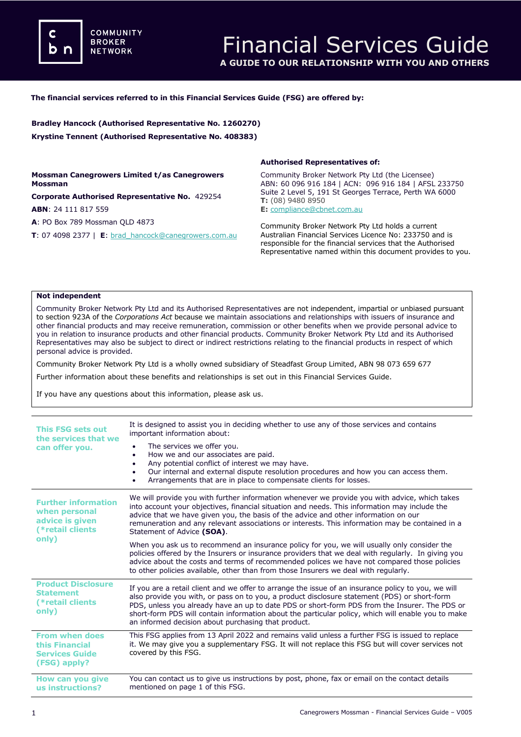COMMUNITY BROKER NETWORK

# Financial Services Guide

**A GUIDE TO OUR RELATIONSHIP WITH YOU AND OTHERS**

**The financial services referred to in this Financial Services Guide (FSG) are offered by:**

**Bradley Hancock (Authorised Representative No. 1260270)**
**Krystine Tennent (Authorised Representative No. 408383)**

**Mossman Canegrowers Limited t/as Canegrowers Mossman**

**Corporate Authorised Representative No.** 429254

**ABN**: 24 111 817 559

**A**: PO Box 789 Mossman QLD 4873

**T**: 07 4098 2377 | **E**: brad_hancock@canegrowers.com.au

**Authorised Representatives of:**

Community Broker Network Pty Ltd (the Licensee)
ABN: 60 096 916 184 | ACN: 096 916 184 | AFSL 233750
Suite 2 Level 5, 191 St Georges Terrace, Perth WA 6000
**T:** (08) 9480 8950
**E:** compliance@cbnet.com.au

Community Broker Network Pty Ltd holds a current Australian Financial Services Licence No: 233750 and is responsible for the financial services that the Authorised Representative named within this document provides to you.

**Not independent**

Community Broker Network Pty Ltd and its Authorised Representatives are not independent, impartial or unbiased pursuant to section 923A of the *Corporations Act* because we maintain associations and relationships with issuers of insurance and other financial products and may receive remuneration, commission or other benefits when we provide personal advice to you in relation to insurance products and other financial products. Community Broker Network Pty Ltd and its Authorised Representatives may also be subject to direct or indirect restrictions relating to the financial products in respect of which personal advice is provided.

Community Broker Network Pty Ltd is a wholly owned subsidiary of Steadfast Group Limited, ABN 98 073 659 677

Further information about these benefits and relationships is set out in this Financial Services Guide.

If you have any questions about this information, please ask us.

| | |
|---|---|
| **This FSG sets out the services that we can offer you.** | It is designed to assist you in deciding whether to use any of those services and contains important information about:<br>• The services we offer you.<br>• How we and our associates are paid.<br>• Any potential conflict of interest we may have.<br>• Our internal and external dispute resolution procedures and how you can access them.<br>• Arrangements that are in place to compensate clients for losses. |
| **Further information when personal advice is given (*retail clients only)** | We will provide you with further information whenever we provide you with advice, which takes into account your objectives, financial situation and needs. This information may include the advice that we have given you, the basis of the advice and other information on our remuneration and any relevant associations or interests. This information may be contained in a Statement of Advice **(SOA)**.<br><br>When you ask us to recommend an insurance policy for you, we will usually only consider the policies offered by the Insurers or insurance providers that we deal with regularly. In giving you advice about the costs and terms of recommended polices we have not compared those policies to other policies available, other than from those Insurers we deal with regularly. |
| **Product Disclosure Statement (*retail clients only)** | If you are a retail client and we offer to arrange the issue of an insurance policy to you, we will also provide you with, or pass on to you, a product disclosure statement (PDS) or short-form PDS, unless you already have an up to date PDS or short-form PDS from the Insurer. The PDS or short-form PDS will contain information about the particular policy, which will enable you to make an informed decision about purchasing that product. |
| **From when does this Financial Services Guide (FSG) apply?** | This FSG applies from 13 April 2022 and remains valid unless a further FSG is issued to replace it. We may give you a supplementary FSG. It will not replace this FSG but will cover services not covered by this FSG. |
| **How can you give us instructions?** | You can contact us to give us instructions by post, phone, fax or email on the contact details mentioned on page 1 of this FSG. |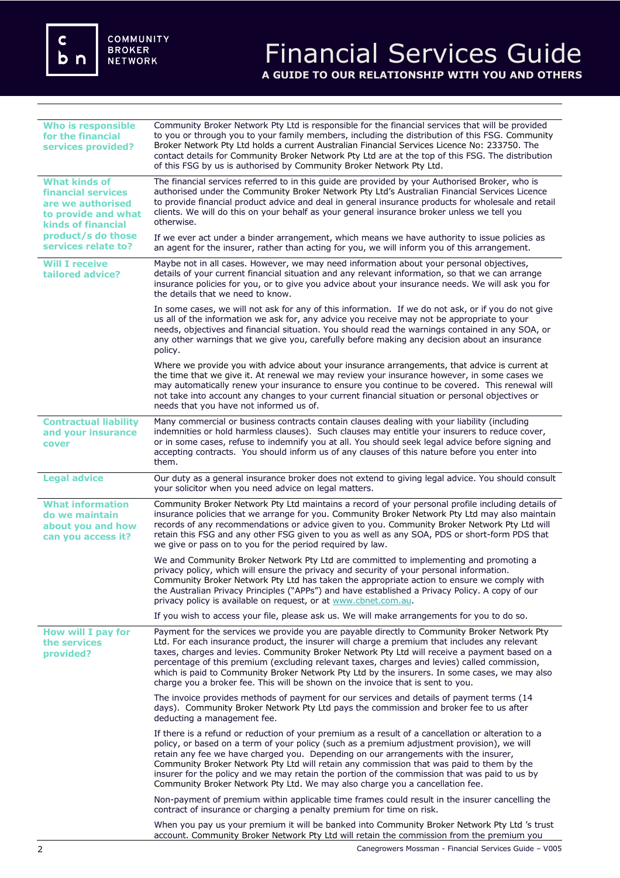# Financial Services Guide

**A GUIDE TO OUR RELATIONSHIP WITH YOU AND OTHERS**

| | |
|---|---|
| **Who is responsible for the financial services provided?** | Community Broker Network Pty Ltd is responsible for the financial services that will be provided to you or through you to your family members, including the distribution of this FSG. Community Broker Network Pty Ltd holds a current Australian Financial Services Licence No: 233750. The contact details for Community Broker Network Pty Ltd are at the top of this FSG. The distribution of this FSG by us is authorised by Community Broker Network Pty Ltd. |
| **What kinds of financial services are we authorised to provide and what kinds of financial product/s do those services relate to?** | The financial services referred to in this guide are provided by your Authorised Broker, who is authorised under the Community Broker Network Pty Ltd's Australian Financial Services Licence to provide financial product advice and deal in general insurance products for wholesale and retail clients. We will do this on your behalf as your general insurance broker unless we tell you otherwise.<br><br>If we ever act under a binder arrangement, which means we have authority to issue policies as an agent for the insurer, rather than acting for you, we will inform you of this arrangement. |
| **Will I receive tailored advice?** | Maybe not in all cases. However, we may need information about your personal objectives, details of your current financial situation and any relevant information, so that we can arrange insurance policies for you, or to give you advice about your insurance needs. We will ask you for the details that we need to know.<br><br>In some cases, we will not ask for any of this information. If we do not ask, or if you do not give us all of the information we ask for, any advice you receive may not be appropriate to your needs, objectives and financial situation. You should read the warnings contained in any SOA, or any other warnings that we give you, carefully before making any decision about an insurance policy.<br><br>Where we provide you with advice about your insurance arrangements, that advice is current at the time that we give it. At renewal we may review your insurance however, in some cases we may automatically renew your insurance to ensure you continue to be covered. This renewal will not take into account any changes to your current financial situation or personal objectives or needs that you have not informed us of. |
| **Contractual liability and your insurance cover** | Many commercial or business contracts contain clauses dealing with your liability (including indemnities or hold harmless clauses). Such clauses may entitle your insurers to reduce cover, or in some cases, refuse to indemnify you at all. You should seek legal advice before signing and accepting contracts. You should inform us of any clauses of this nature before you enter into them. |
| **Legal advice** | Our duty as a general insurance broker does not extend to giving legal advice. You should consult your solicitor when you need advice on legal matters. |
| **What information do we maintain about you and how can you access it?** | Community Broker Network Pty Ltd maintains a record of your personal profile including details of insurance policies that we arrange for you. Community Broker Network Pty Ltd may also maintain records of any recommendations or advice given to you. Community Broker Network Pty Ltd will retain this FSG and any other FSG given to you as well as any SOA, PDS or short-form PDS that we give or pass on to you for the period required by law.<br><br>We and Community Broker Network Pty Ltd are committed to implementing and promoting a privacy policy, which will ensure the privacy and security of your personal information. Community Broker Network Pty Ltd has taken the appropriate action to ensure we comply with the Australian Privacy Principles ("APPs") and have established a Privacy Policy. A copy of our privacy policy is available on request, or at www.cbnet.com.au.<br><br>If you wish to access your file, please ask us. We will make arrangements for you to do so. |
| **How will I pay for the services provided?** | Payment for the services we provide you are payable directly to Community Broker Network Pty Ltd. For each insurance product, the insurer will charge a premium that includes any relevant taxes, charges and levies. Community Broker Network Pty Ltd will receive a payment based on a percentage of this premium (excluding relevant taxes, charges and levies) called commission, which is paid to Community Broker Network Pty Ltd by the insurers. In some cases, we may also charge you a broker fee. This will be shown on the invoice that is sent to you.<br><br>The invoice provides methods of payment for our services and details of payment terms (14 days). Community Broker Network Pty Ltd pays the commission and broker fee to us after deducting a management fee.<br><br>If there is a refund or reduction of your premium as a result of a cancellation or alteration to a policy, or based on a term of your policy (such as a premium adjustment provision), we will retain any fee we have charged you. Depending on our arrangements with the insurer, Community Broker Network Pty Ltd will retain any commission that was paid to them by the insurer for the policy and we may retain the portion of the commission that was paid to us by Community Broker Network Pty Ltd. We may also charge you a cancellation fee.<br><br>Non-payment of premium within applicable time frames could result in the insurer cancelling the contract of insurance or charging a penalty premium for time on risk.<br><br>When you pay us your premium it will be banked into Community Broker Network Pty Ltd 's trust account. Community Broker Network Pty Ltd will retain the commission from the premium you |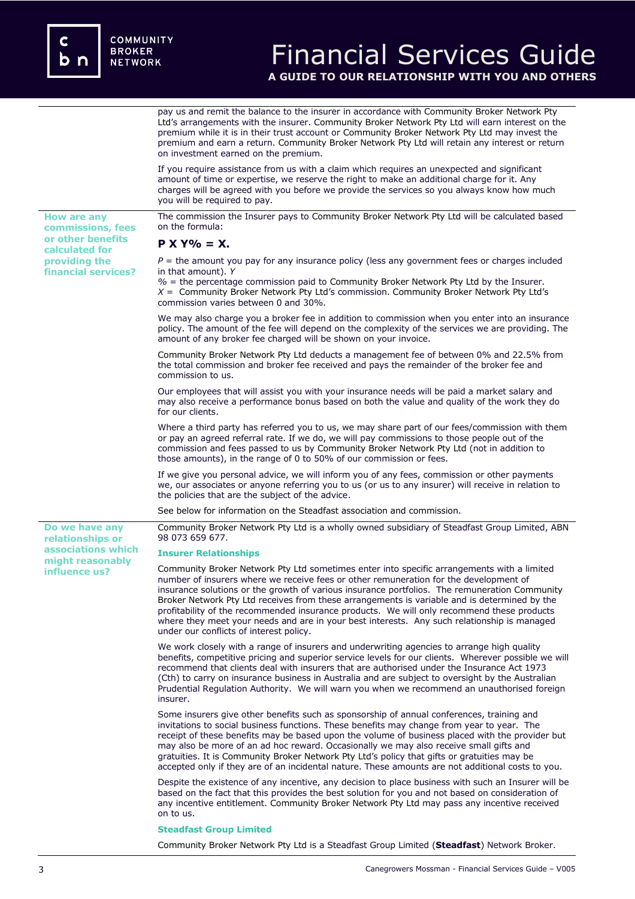pay us and remit the balance to the insurer in accordance with Community Broker Network Pty Ltd's arrangements with the insurer. Community Broker Network Pty Ltd will earn interest on the premium while it is in their trust account or Community Broker Network Pty Ltd may invest the premium and earn a return. Community Broker Network Pty Ltd will retain any interest or return on investment earned on the premium.

If you require assistance from us with a claim which requires an unexpected and significant amount of time or expertise, we reserve the right to make an additional charge for it. Any charges will be agreed with you before we provide the services so you always know how much you will be required to pay.

### How are any commissions, fees or other benefits calculated for providing the financial services?

The commission the Insurer pays to Community Broker Network Pty Ltd will be calculated based on the formula:

**P X Y% = X.**

*P* = the amount you pay for any insurance policy (less any government fees or charges included in that amount). *Y*
% = the percentage commission paid to Community Broker Network Pty Ltd by the Insurer.
*X* = Community Broker Network Pty Ltd's commission. Community Broker Network Pty Ltd's commission varies between 0 and 30%.

We may also charge you a broker fee in addition to commission when you enter into an insurance policy. The amount of the fee will depend on the complexity of the services we are providing. The amount of any broker fee charged will be shown on your invoice.

Community Broker Network Pty Ltd deducts a management fee of between 0% and 22.5% from the total commission and broker fee received and pays the remainder of the broker fee and commission to us.

Our employees that will assist you with your insurance needs will be paid a market salary and may also receive a performance bonus based on both the value and quality of the work they do for our clients.

Where a third party has referred you to us, we may share part of our fees/commission with them or pay an agreed referral rate. If we do, we will pay commissions to those people out of the commission and fees passed to us by Community Broker Network Pty Ltd (not in addition to those amounts), in the range of 0 to 50% of our commission or fees.

If we give you personal advice, we will inform you of any fees, commission or other payments we, our associates or anyone referring you to us (or us to any insurer) will receive in relation to the policies that are the subject of the advice.

See below for information on the Steadfast association and commission.

### Do we have any relationships or associations which might reasonably influence us?

Community Broker Network Pty Ltd is a wholly owned subsidiary of Steadfast Group Limited, ABN 98 073 659 677.

#### Insurer Relationships

Community Broker Network Pty Ltd sometimes enter into specific arrangements with a limited number of insurers where we receive fees or other remuneration for the development of insurance solutions or the growth of various insurance portfolios. The remuneration Community Broker Network Pty Ltd receives from these arrangements is variable and is determined by the profitability of the recommended insurance products. We will only recommend these products where they meet your needs and are in your best interests. Any such relationship is managed under our conflicts of interest policy.

We work closely with a range of insurers and underwriting agencies to arrange high quality benefits, competitive pricing and superior service levels for our clients. Wherever possible we will recommend that clients deal with insurers that are authorised under the Insurance Act 1973 (Cth) to carry on insurance business in Australia and are subject to oversight by the Australian Prudential Regulation Authority. We will warn you when we recommend an unauthorised foreign insurer.

Some insurers give other benefits such as sponsorship of annual conferences, training and invitations to social business functions. These benefits may change from year to year. The receipt of these benefits may be based upon the volume of business placed with the provider but may also be more of an ad hoc reward. Occasionally we may also receive small gifts and gratuities. It is Community Broker Network Pty Ltd's policy that gifts or gratuities may be accepted only if they are of an incidental nature. These amounts are not additional costs to you.

Despite the existence of any incentive, any decision to place business with such an Insurer will be based on the fact that this provides the best solution for you and not based on consideration of any incentive entitlement. Community Broker Network Pty Ltd may pass any incentive received on to us.

#### Steadfast Group Limited

Community Broker Network Pty Ltd is a Steadfast Group Limited (**Steadfast**) Network Broker.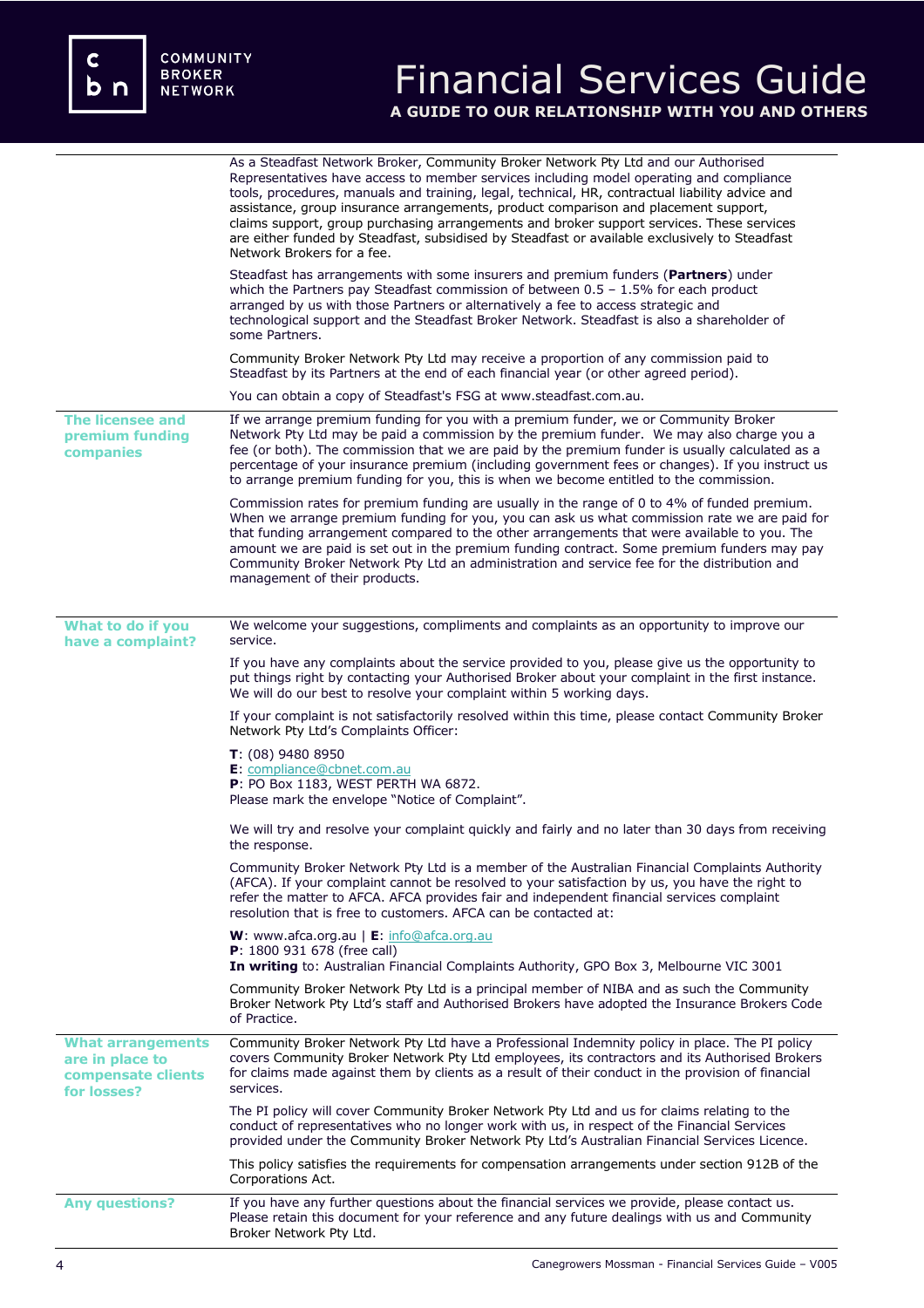As a Steadfast Network Broker, Community Broker Network Pty Ltd and our Authorised Representatives have access to member services including model operating and compliance tools, procedures, manuals and training, legal, technical, HR, contractual liability advice and assistance, group insurance arrangements, product comparison and placement support, claims support, group purchasing arrangements and broker support services. These services are either funded by Steadfast, subsidised by Steadfast or available exclusively to Steadfast Network Brokers for a fee.

Steadfast has arrangements with some insurers and premium funders (**Partners**) under which the Partners pay Steadfast commission of between 0.5 – 1.5% for each product arranged by us with those Partners or alternatively a fee to access strategic and technological support and the Steadfast Broker Network. Steadfast is also a shareholder of some Partners.

Community Broker Network Pty Ltd may receive a proportion of any commission paid to Steadfast by its Partners at the end of each financial year (or other agreed period).

You can obtain a copy of Steadfast's FSG at www.steadfast.com.au.

## The licensee and premium funding companies

If we arrange premium funding for you with a premium funder, we or Community Broker Network Pty Ltd may be paid a commission by the premium funder. We may also charge you a fee (or both). The commission that we are paid by the premium funder is usually calculated as a percentage of your insurance premium (including government fees or changes). If you instruct us to arrange premium funding for you, this is when we become entitled to the commission.

Commission rates for premium funding are usually in the range of 0 to 4% of funded premium. When we arrange premium funding for you, you can ask us what commission rate we are paid for that funding arrangement compared to the other arrangements that were available to you. The amount we are paid is set out in the premium funding contract. Some premium funders may pay Community Broker Network Pty Ltd an administration and service fee for the distribution and management of their products.

## What to do if you have a complaint?

We welcome your suggestions, compliments and complaints as an opportunity to improve our service.

If you have any complaints about the service provided to you, please give us the opportunity to put things right by contacting your Authorised Broker about your complaint in the first instance. We will do our best to resolve your complaint within 5 working days.

If your complaint is not satisfactorily resolved within this time, please contact Community Broker Network Pty Ltd's Complaints Officer:

**T**: (08) 9480 8950
**E**: compliance@cbnet.com.au
**P**: PO Box 1183, WEST PERTH WA 6872.
Please mark the envelope "Notice of Complaint".

We will try and resolve your complaint quickly and fairly and no later than 30 days from receiving the response.

Community Broker Network Pty Ltd is a member of the Australian Financial Complaints Authority (AFCA). If your complaint cannot be resolved to your satisfaction by us, you have the right to refer the matter to AFCA. AFCA provides fair and independent financial services complaint resolution that is free to customers. AFCA can be contacted at:

**W**: www.afca.org.au | **E**: info@afca.org.au
**P**: 1800 931 678 (free call)
**In writing** to: Australian Financial Complaints Authority, GPO Box 3, Melbourne VIC 3001

Community Broker Network Pty Ltd is a principal member of NIBA and as such the Community Broker Network Pty Ltd's staff and Authorised Brokers have adopted the Insurance Brokers Code of Practice.

## What arrangements are in place to compensate clients for losses?

Community Broker Network Pty Ltd have a Professional Indemnity policy in place. The PI policy covers Community Broker Network Pty Ltd employees, its contractors and its Authorised Brokers for claims made against them by clients as a result of their conduct in the provision of financial services.

The PI policy will cover Community Broker Network Pty Ltd and us for claims relating to the conduct of representatives who no longer work with us, in respect of the Financial Services provided under the Community Broker Network Pty Ltd's Australian Financial Services Licence.

This policy satisfies the requirements for compensation arrangements under section 912B of the Corporations Act.

## Any questions?

If you have any further questions about the financial services we provide, please contact us. Please retain this document for your reference and any future dealings with us and Community Broker Network Pty Ltd.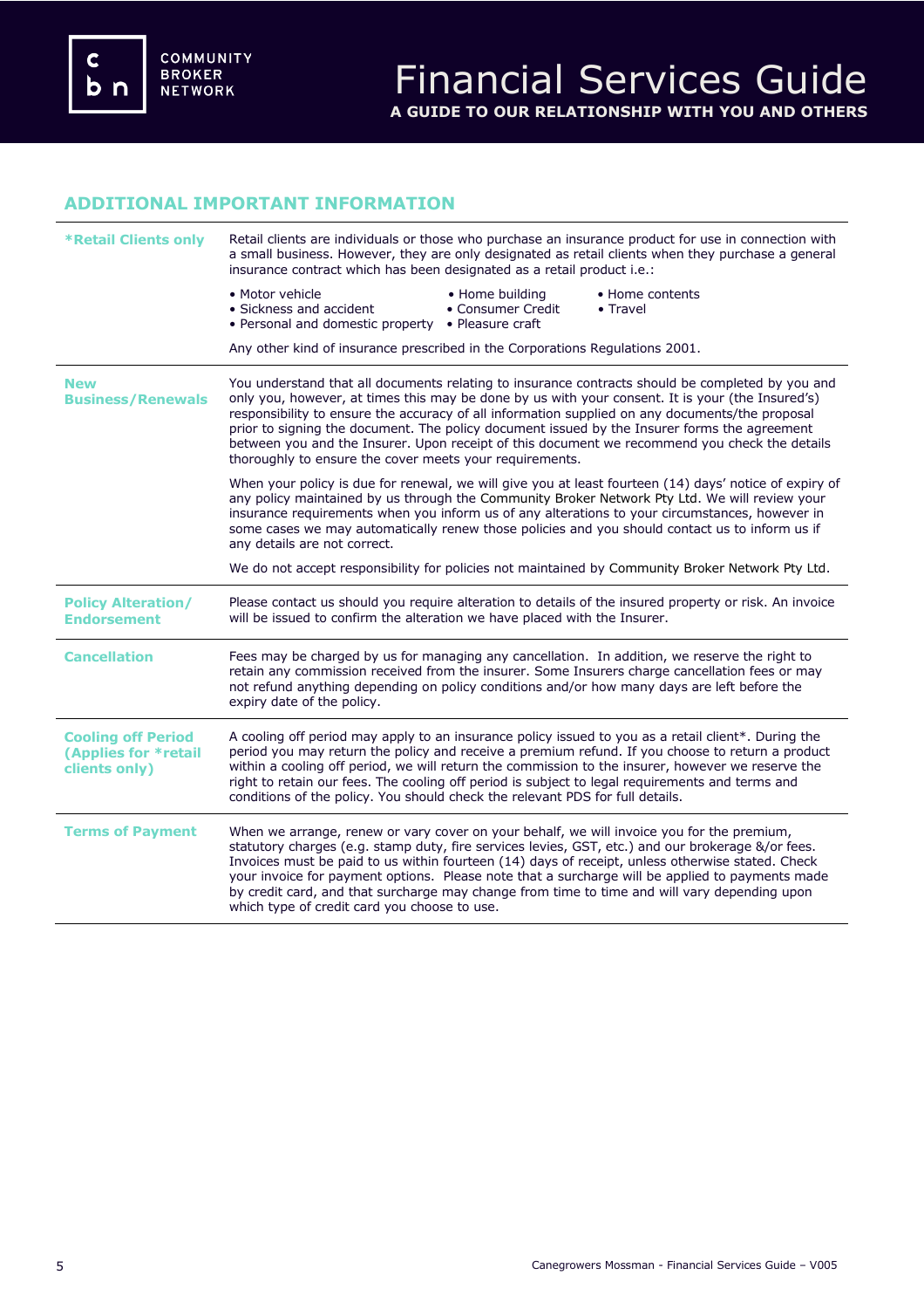## ADDITIONAL IMPORTANT INFORMATION

| | |
|---|---|
| **\*Retail Clients only** | Retail clients are individuals or those who purchase an insurance product for use in connection with a small business. However, they are only designated as retail clients when they purchase a general insurance contract which has been designated as a retail product i.e.:<br><br>• Motor vehicle • Home building • Home contents<br>• Sickness and accident • Consumer Credit • Travel<br>• Personal and domestic property • Pleasure craft<br><br>Any other kind of insurance prescribed in the Corporations Regulations 2001. |
| **New Business/Renewals** | You understand that all documents relating to insurance contracts should be completed by you and only you, however, at times this may be done by us with your consent. It is your (the Insured's) responsibility to ensure the accuracy of all information supplied on any documents/the proposal prior to signing the document. The policy document issued by the Insurer forms the agreement between you and the Insurer. Upon receipt of this document we recommend you check the details thoroughly to ensure the cover meets your requirements.<br><br>When your policy is due for renewal, we will give you at least fourteen (14) days' notice of expiry of any policy maintained by us through the Community Broker Network Pty Ltd. We will review your insurance requirements when you inform us of any alterations to your circumstances, however in some cases we may automatically renew those policies and you should contact us to inform us if any details are not correct.<br><br>We do not accept responsibility for policies not maintained by Community Broker Network Pty Ltd. |
| **Policy Alteration/ Endorsement** | Please contact us should you require alteration to details of the insured property or risk. An invoice will be issued to confirm the alteration we have placed with the Insurer. |
| **Cancellation** | Fees may be charged by us for managing any cancellation. In addition, we reserve the right to retain any commission received from the insurer. Some Insurers charge cancellation fees or may not refund anything depending on policy conditions and/or how many days are left before the expiry date of the policy. |
| **Cooling off Period (Applies for \*retail clients only)** | A cooling off period may apply to an insurance policy issued to you as a retail client\*. During the period you may return the policy and receive a premium refund. If you choose to return a product within a cooling off period, we will return the commission to the insurer, however we reserve the right to retain our fees. The cooling off period is subject to legal requirements and terms and conditions of the policy. You should check the relevant PDS for full details. |
| **Terms of Payment** | When we arrange, renew or vary cover on your behalf, we will invoice you for the premium, statutory charges (e.g. stamp duty, fire services levies, GST, etc.) and our brokerage &/or fees. Invoices must be paid to us within fourteen (14) days of receipt, unless otherwise stated. Check your invoice for payment options. Please note that a surcharge will be applied to payments made by credit card, and that surcharge may change from time to time and will vary depending upon which type of credit card you choose to use. |